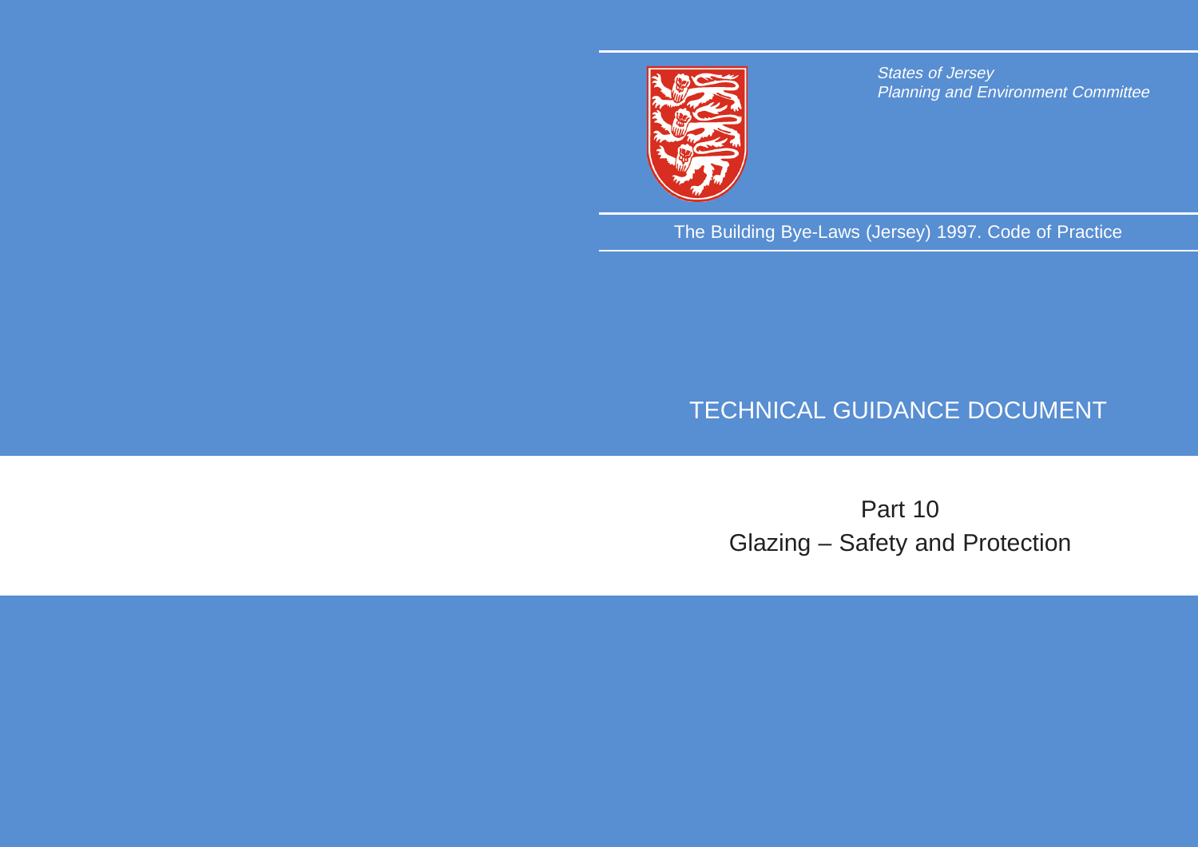*States of Jersey*
*Planning and Environment Committee*

The Building Bye-Laws (Jersey) 1997. Code of Practice

# TECHNICAL GUIDANCE DOCUMENT

## Part 10
## Glazing – Safety and Protection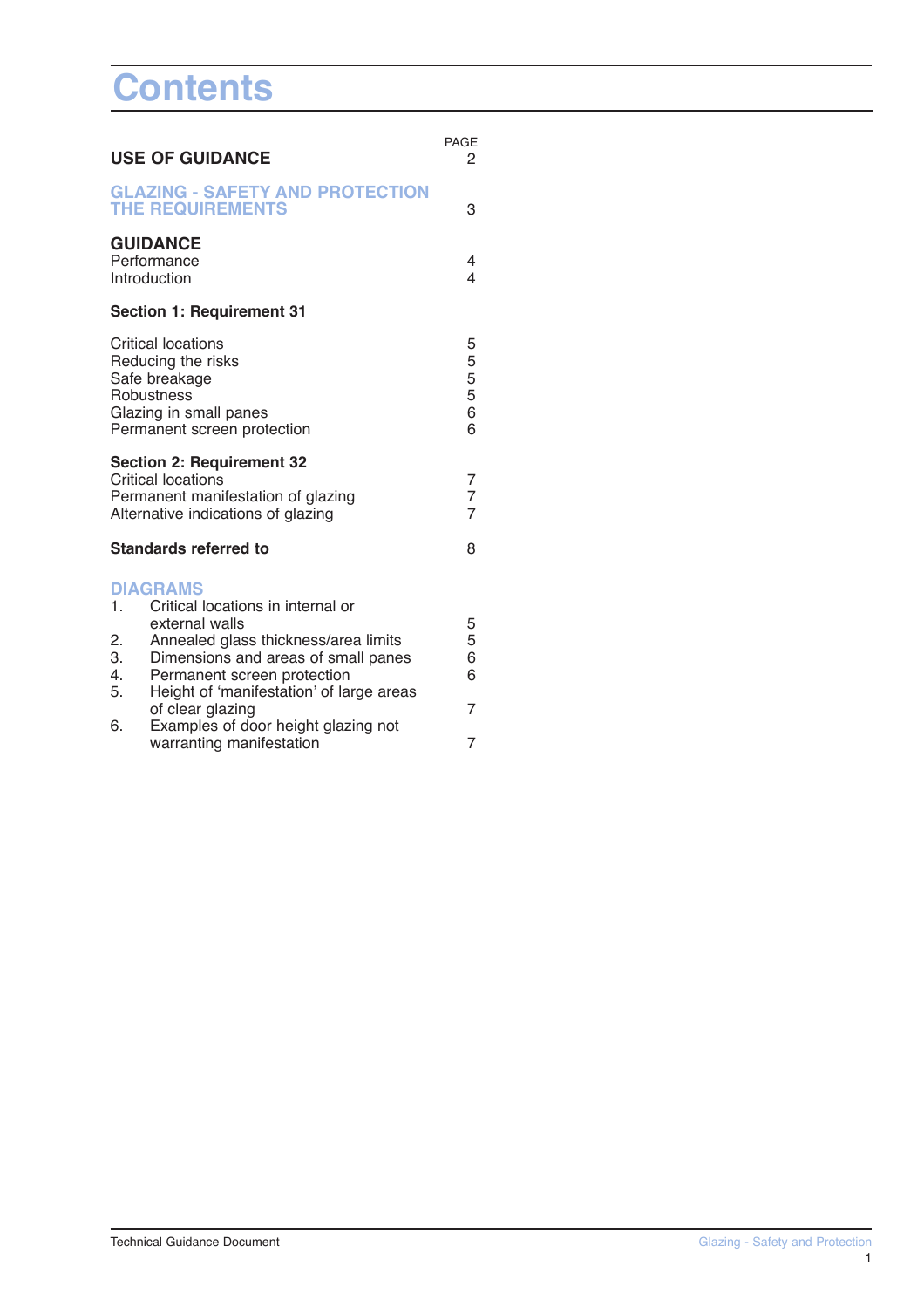# Contents

| | PAGE |
|---|---|
| **USE OF GUIDANCE** | 2 |
| **GLAZING - SAFETY AND PROTECTION THE REQUIREMENTS** | 3 |
| **GUIDANCE** | |
| Performance | 4 |
| Introduction | 4 |
| **Section 1: Requirement 31** | |
| Critical locations | 5 |
| Reducing the risks | 5 |
| Safe breakage | 5 |
| Robustness | 5 |
| Glazing in small panes | 6 |
| Permanent screen protection | 6 |
| **Section 2: Requirement 32** | |
| Critical locations | 7 |
| Permanent manifestation of glazing | 7 |
| Alternative indications of glazing | 7 |
| **Standards referred to** | 8 |
| **DIAGRAMS** | |
| 1. Critical locations in internal or external walls | 5 |
| 2. Annealed glass thickness/area limits | 5 |
| 3. Dimensions and areas of small panes | 6 |
| 4. Permanent screen protection | 6 |
| 5. Height of 'manifestation' of large areas of clear glazing | 7 |
| 6. Examples of door height glazing not warranting manifestation | 7 |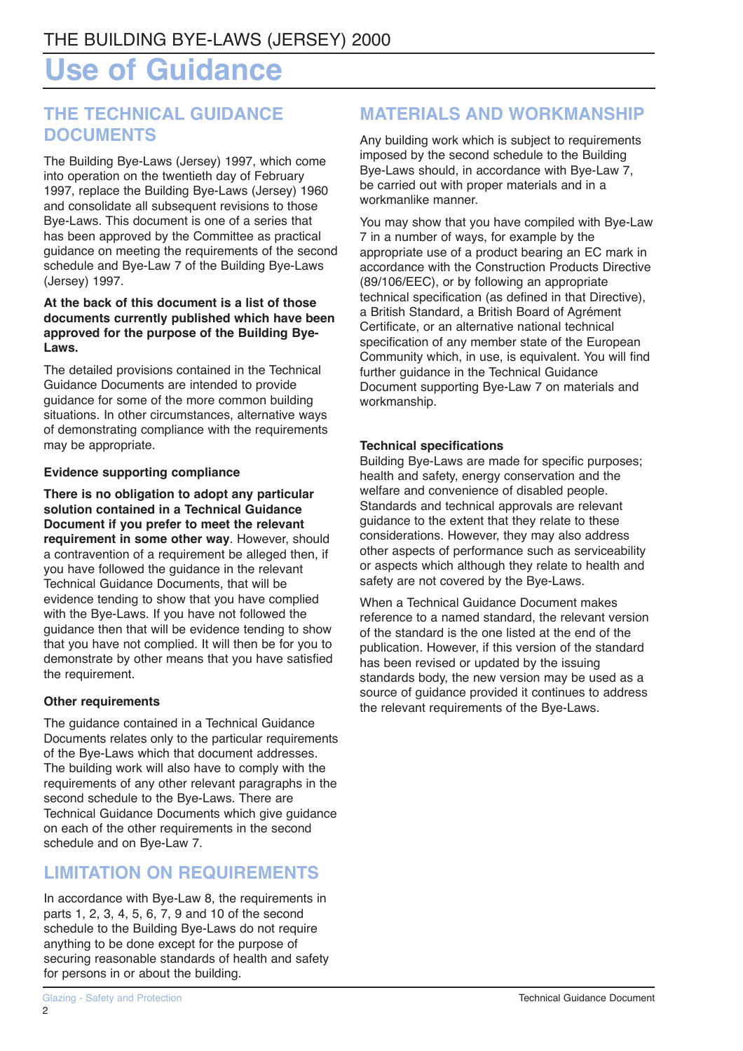THE BUILDING BYE-LAWS (JERSEY) 2000

# Use of Guidance

## THE TECHNICAL GUIDANCE DOCUMENTS

The Building Bye-Laws (Jersey) 1997, which come into operation on the twentieth day of February 1997, replace the Building Bye-Laws (Jersey) 1960 and consolidate all subsequent revisions to those Bye-Laws. This document is one of a series that has been approved by the Committee as practical guidance on meeting the requirements of the second schedule and Bye-Law 7 of the Building Bye-Laws (Jersey) 1997.

**At the back of this document is a list of those documents currently published which have been approved for the purpose of the Building Bye-Laws.**

The detailed provisions contained in the Technical Guidance Documents are intended to provide guidance for some of the more common building situations. In other circumstances, alternative ways of demonstrating compliance with the requirements may be appropriate.

### Evidence supporting compliance

**There is no obligation to adopt any particular solution contained in a Technical Guidance Document if you prefer to meet the relevant requirement in some other way**. However, should a contravention of a requirement be alleged then, if you have followed the guidance in the relevant Technical Guidance Documents, that will be evidence tending to show that you have complied with the Bye-Laws. If you have not followed the guidance then that will be evidence tending to show that you have not complied. It will then be for you to demonstrate by other means that you have satisfied the requirement.

### Other requirements

The guidance contained in a Technical Guidance Documents relates only to the particular requirements of the Bye-Laws which that document addresses. The building work will also have to comply with the requirements of any other relevant paragraphs in the second schedule to the Bye-Laws. There are Technical Guidance Documents which give guidance on each of the other requirements in the second schedule and on Bye-Law 7.

## LIMITATION ON REQUIREMENTS

In accordance with Bye-Law 8, the requirements in parts 1, 2, 3, 4, 5, 6, 7, 9 and 10 of the second schedule to the Building Bye-Laws do not require anything to be done except for the purpose of securing reasonable standards of health and safety for persons in or about the building.

## MATERIALS AND WORKMANSHIP

Any building work which is subject to requirements imposed by the second schedule to the Building Bye-Laws should, in accordance with Bye-Law 7, be carried out with proper materials and in a workmanlike manner.

You may show that you have compiled with Bye-Law 7 in a number of ways, for example by the appropriate use of a product bearing an EC mark in accordance with the Construction Products Directive (89/106/EEC), or by following an appropriate technical specification (as defined in that Directive), a British Standard, a British Board of Agrément Certificate, or an alternative national technical specification of any member state of the European Community which, in use, is equivalent. You will find further guidance in the Technical Guidance Document supporting Bye-Law 7 on materials and workmanship.

### Technical specifications

Building Bye-Laws are made for specific purposes; health and safety, energy conservation and the welfare and convenience of disabled people. Standards and technical approvals are relevant guidance to the extent that they relate to these considerations. However, they may also address other aspects of performance such as serviceability or aspects which although they relate to health and safety are not covered by the Bye-Laws.

When a Technical Guidance Document makes reference to a named standard, the relevant version of the standard is the one listed at the end of the publication. However, if this version of the standard has been revised or updated by the issuing standards body, the new version may be used as a source of guidance provided it continues to address the relevant requirements of the Bye-Laws.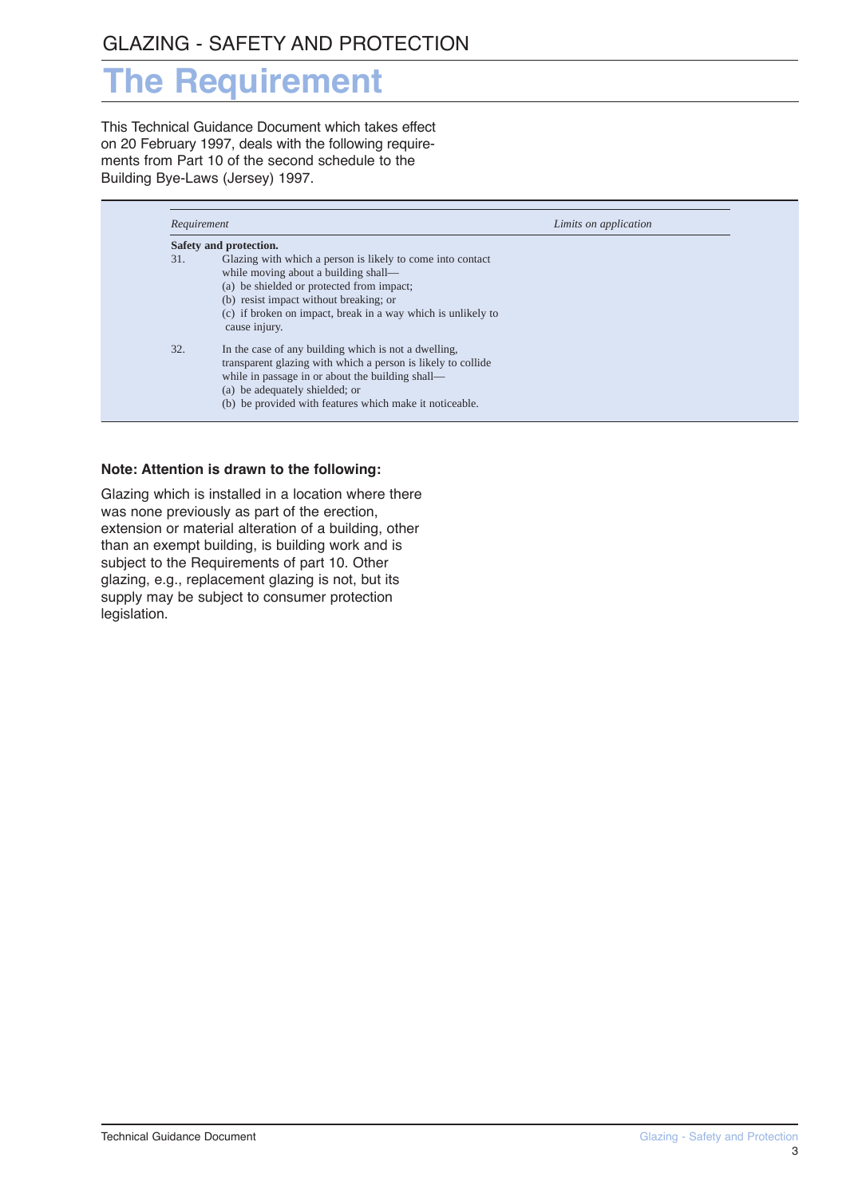GLAZING - SAFETY AND PROTECTION

# The Requirement

This Technical Guidance Document which takes effect on 20 February 1997, deals with the following requirements from Part 10 of the second schedule to the Building Bye-Laws (Jersey) 1997.

| *Requirement* | | *Limits on application* |
|---|---|---|
| **Safety and protection.** | | |
| 31. | Glazing with which a person is likely to come into contact while moving about a building shall—<br>(a) be shielded or protected from impact;<br>(b) resist impact without breaking; or<br>(c) if broken on impact, break in a way which is unlikely to cause injury. | |
| 32. | In the case of any building which is not a dwelling, transparent glazing with which a person is likely to collide while in passage in or about the building shall—<br>(a) be adequately shielded; or<br>(b) be provided with features which make it noticeable. | |

**Note: Attention is drawn to the following:**

Glazing which is installed in a location where there was none previously as part of the erection, extension or material alteration of a building, other than an exempt building, is building work and is subject to the Requirements of part 10. Other glazing, e.g., replacement glazing is not, but its supply may be subject to consumer protection legislation.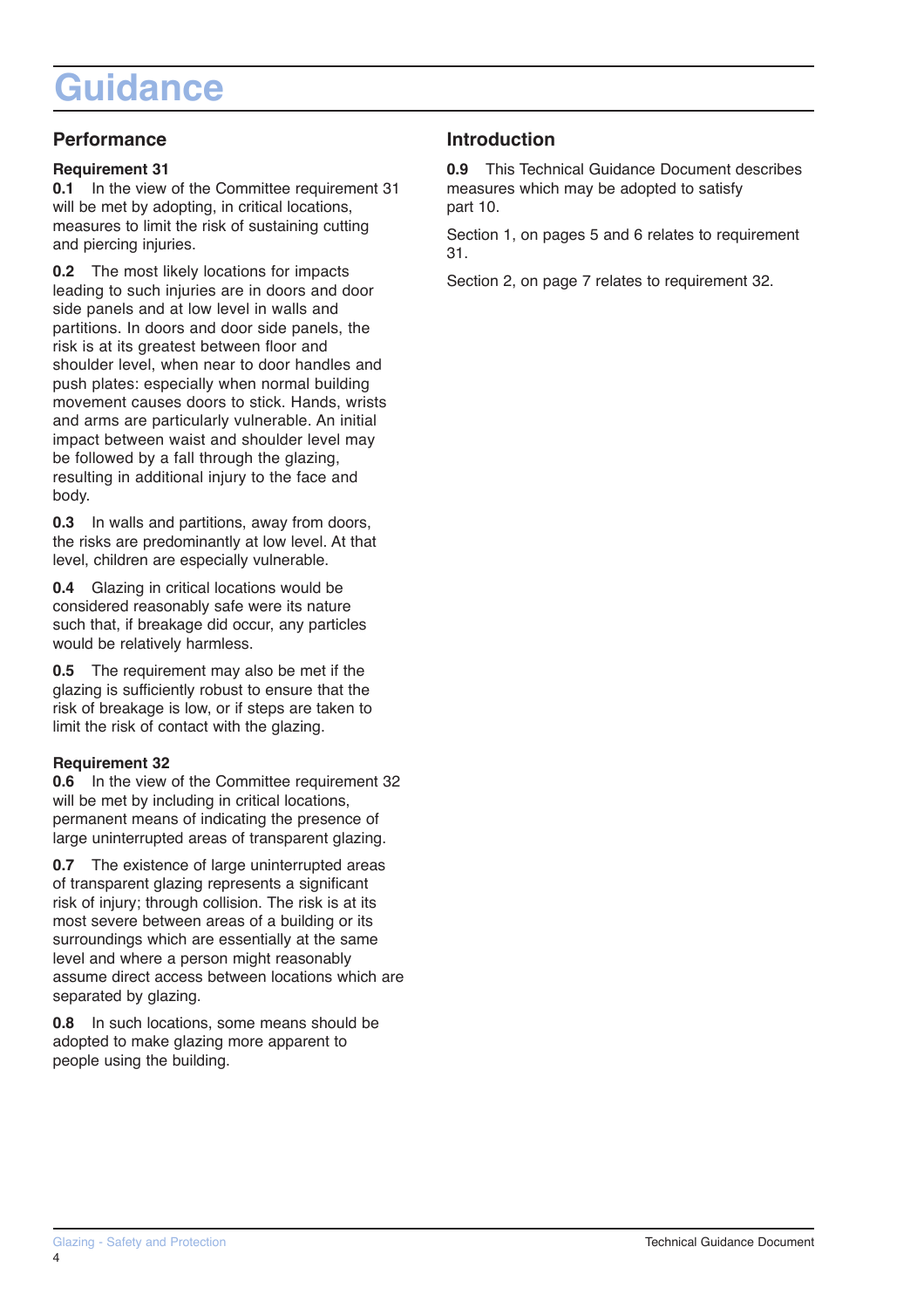# Guidance

## Performance

### Requirement 31

**0.1** In the view of the Committee requirement 31 will be met by adopting, in critical locations, measures to limit the risk of sustaining cutting and piercing injuries.

**0.2** The most likely locations for impacts leading to such injuries are in doors and door side panels and at low level in walls and partitions. In doors and door side panels, the risk is at its greatest between floor and shoulder level, when near to door handles and push plates: especially when normal building movement causes doors to stick. Hands, wrists and arms are particularly vulnerable. An initial impact between waist and shoulder level may be followed by a fall through the glazing, resulting in additional injury to the face and body.

**0.3** In walls and partitions, away from doors, the risks are predominantly at low level. At that level, children are especially vulnerable.

**0.4** Glazing in critical locations would be considered reasonably safe were its nature such that, if breakage did occur, any particles would be relatively harmless.

**0.5** The requirement may also be met if the glazing is sufficiently robust to ensure that the risk of breakage is low, or if steps are taken to limit the risk of contact with the glazing.

### Requirement 32

**0.6** In the view of the Committee requirement 32 will be met by including in critical locations, permanent means of indicating the presence of large uninterrupted areas of transparent glazing.

**0.7** The existence of large uninterrupted areas of transparent glazing represents a significant risk of injury; through collision. The risk is at its most severe between areas of a building or its surroundings which are essentially at the same level and where a person might reasonably assume direct access between locations which are separated by glazing.

**0.8** In such locations, some means should be adopted to make glazing more apparent to people using the building.

## Introduction

**0.9** This Technical Guidance Document describes measures which may be adopted to satisfy part 10.

Section 1, on pages 5 and 6 relates to requirement 31.

Section 2, on page 7 relates to requirement 32.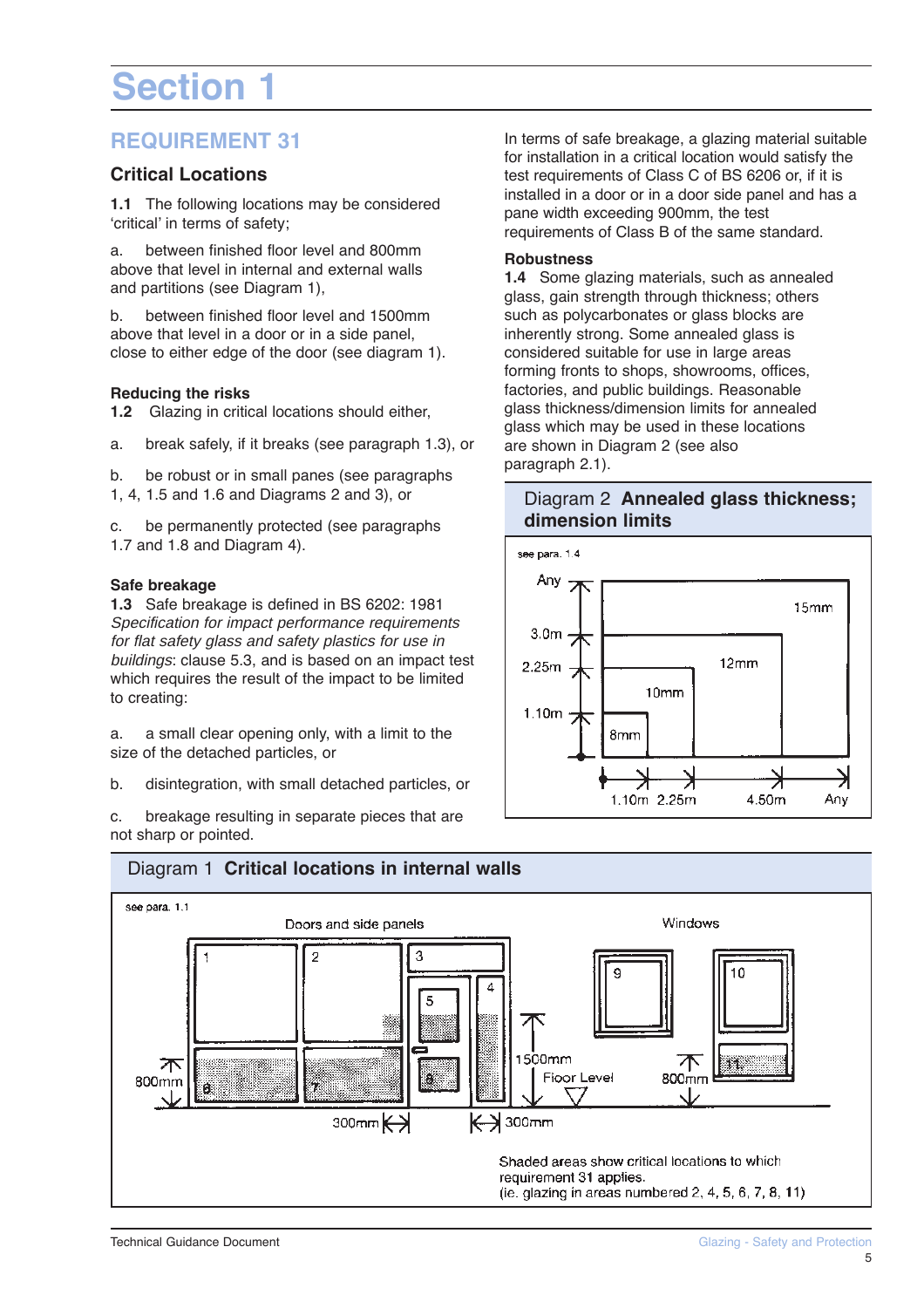# Section 1

## REQUIREMENT 31

### Critical Locations

**1.1** The following locations may be considered 'critical' in terms of safety;

a. between finished floor level and 800mm above that level in internal and external walls and partitions (see Diagram 1),

b. between finished floor level and 1500mm above that level in a door or in a side panel, close to either edge of the door (see diagram 1).

**Reducing the risks**

**1.2** Glazing in critical locations should either,

a. break safely, if it breaks (see paragraph 1.3), or

b. be robust or in small panes (see paragraphs 1, 4, 1.5 and 1.6 and Diagrams 2 and 3), or

c. be permanently protected (see paragraphs 1.7 and 1.8 and Diagram 4).

**Safe breakage**

**1.3** Safe breakage is defined in BS 6202: 1981 *Specification for impact performance requirements for flat safety glass and safety plastics for use in buildings*: clause 5.3, and is based on an impact test which requires the result of the impact to be limited to creating:

a. a small clear opening only, with a limit to the size of the detached particles, or

b. disintegration, with small detached particles, or

c. breakage resulting in separate pieces that are not sharp or pointed.

In terms of safe breakage, a glazing material suitable for installation in a critical location would satisfy the test requirements of Class C of BS 6206 or, if it is installed in a door or in a door side panel and has a pane width exceeding 900mm, the test requirements of Class B of the same standard.

**Robustness**

**1.4** Some glazing materials, such as annealed glass, gain strength through thickness; others such as polycarbonates or glass blocks are inherently strong. Some annealed glass is considered suitable for use in large areas forming fronts to shops, showrooms, offices, factories, and public buildings. Reasonable glass thickness/dimension limits for annealed glass which may be used in these locations are shown in Diagram 2 (see also paragraph 2.1).

**Diagram 2 Annealed glass thickness; dimension limits**

see para. 1.4

Height: Any, 3.0m, 2.25m, 1.10m
Width: 1.10m, 2.25m, 4.50m, Any
Thickness zones: 8mm, 10mm, 12mm, 15mm

**Diagram 1 Critical locations in internal walls**

see para. 1.1

Doors and side panels — Windows

800mm — 300mm — 300mm — 1500mm — Floor Level — 800mm

Shaded areas show critical locations to which requirement 31 applies.
(ie. glazing in areas numbered 2, 4, 5, 6, 7, 8, 11)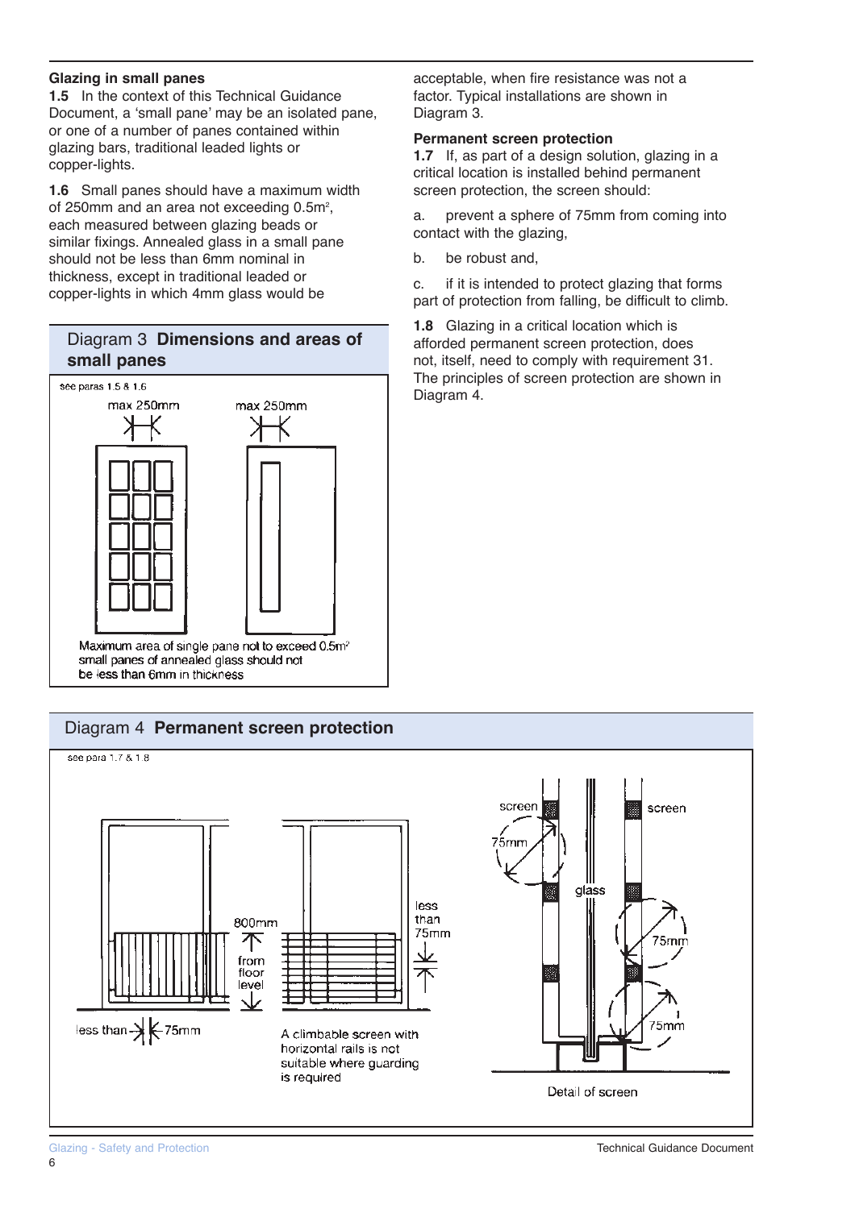### Glazing in small panes

**1.5** In the context of this Technical Guidance Document, a 'small pane' may be an isolated pane, or one of a number of panes contained within glazing bars, traditional leaded lights or copper-lights.

**1.6** Small panes should have a maximum width of 250mm and an area not exceeding $0.5m^2$, each measured between glazing beads or similar fixings. Annealed glass in a small pane should not be less than 6mm nominal in thickness, except in traditional leaded or copper-lights in which 4mm glass would be acceptable, when fire resistance was not a factor. Typical installations are shown in Diagram 3.

## Diagram 3 **Dimensions and areas of small panes**

see paras 1.5 & 1.6

max 250mm

max 250mm

Maximum area of single pane not to exceed $0.5m^2$ small panes of annealed glass should not be less than 6mm in thickness

### Permanent screen protection

**1.7** If, as part of a design solution, glazing in a critical location is installed behind permanent screen protection, the screen should:

a. prevent a sphere of 75mm from coming into contact with the glazing,

b. be robust and,

c. if it is intended to protect glazing that forms part of protection from falling, be difficult to climb.

**1.8** Glazing in a critical location which is afforded permanent screen protection, does not, itself, need to comply with requirement 31. The principles of screen protection are shown in Diagram 4.

## Diagram 4 **Permanent screen protection**

see para 1.7 & 1.8

800mm from floor level

less than 75mm

less than 75mm

A climbable screen with horizontal rails is not suitable where guarding is required

screen

screen

glass

75mm

75mm

75mm

Detail of screen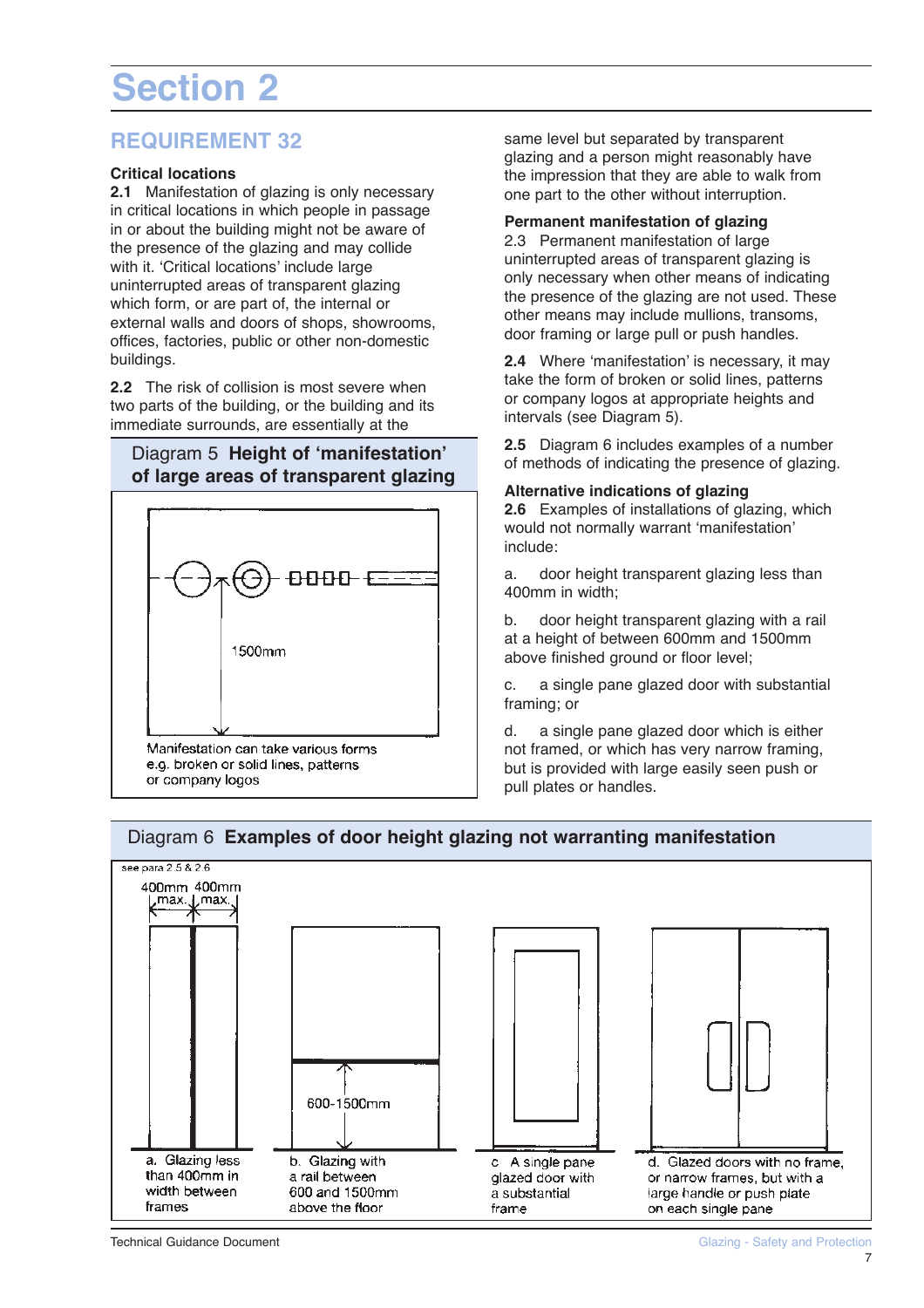# Section 2

## REQUIREMENT 32

### Critical locations

**2.1** Manifestation of glazing is only necessary in critical locations in which people in passage in or about the building might not be aware of the presence of the glazing and may collide with it. 'Critical locations' include large uninterrupted areas of transparent glazing which form, or are part of, the internal or external walls and doors of shops, showrooms, offices, factories, public or other non-domestic buildings.

**2.2** The risk of collision is most severe when two parts of the building, or the building and its immediate surrounds, are essentially at the same level but separated by transparent glazing and a person might reasonably have the impression that they are able to walk from one part to the other without interruption.

Diagram 5 **Height of 'manifestation' of large areas of transparent glazing**

1500mm

Manifestation can take various forms e.g. broken or solid lines, patterns or company logos

### Permanent manifestation of glazing

2.3 Permanent manifestation of large uninterrupted areas of transparent glazing is only necessary when other means of indicating the presence of the glazing are not used. These other means may include mullions, transoms, door framing or large pull or push handles.

**2.4** Where 'manifestation' is necessary, it may take the form of broken or solid lines, patterns or company logos at appropriate heights and intervals (see Diagram 5).

**2.5** Diagram 6 includes examples of a number of methods of indicating the presence of glazing.

### Alternative indications of glazing

**2.6** Examples of installations of glazing, which would not normally warrant 'manifestation' include:

a. door height transparent glazing less than 400mm in width;

b. door height transparent glazing with a rail at a height of between 600mm and 1500mm above finished ground or floor level;

c. a single pane glazed door with substantial framing; or

d. a single pane glazed door which is either not framed, or which has very narrow framing, but is provided with large easily seen push or pull plates or handles.

Diagram 6 **Examples of door height glazing not warranting manifestation**

see para 2.5 & 2.6

400mm max. 400mm max.

600-1500mm

a. Glazing less than 400mm in width between frames

b. Glazing with a rail between 600 and 1500mm above the floor

c A single pane glazed door with a substantial frame

d. Glazed doors with no frame, or narrow frames, but with a large handle or push plate on each single pane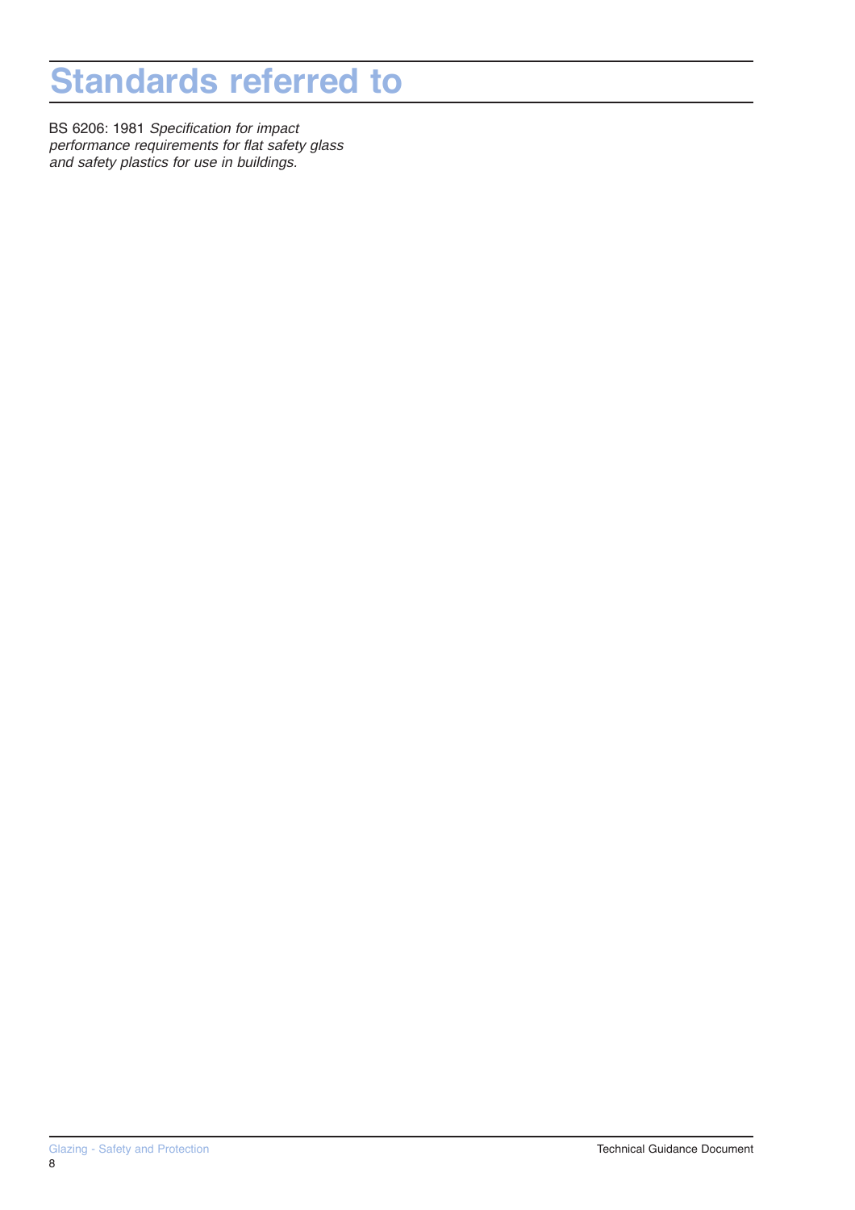# Standards referred to

BS 6206: 1981 *Specification for impact performance requirements for flat safety glass and safety plastics for use in buildings.*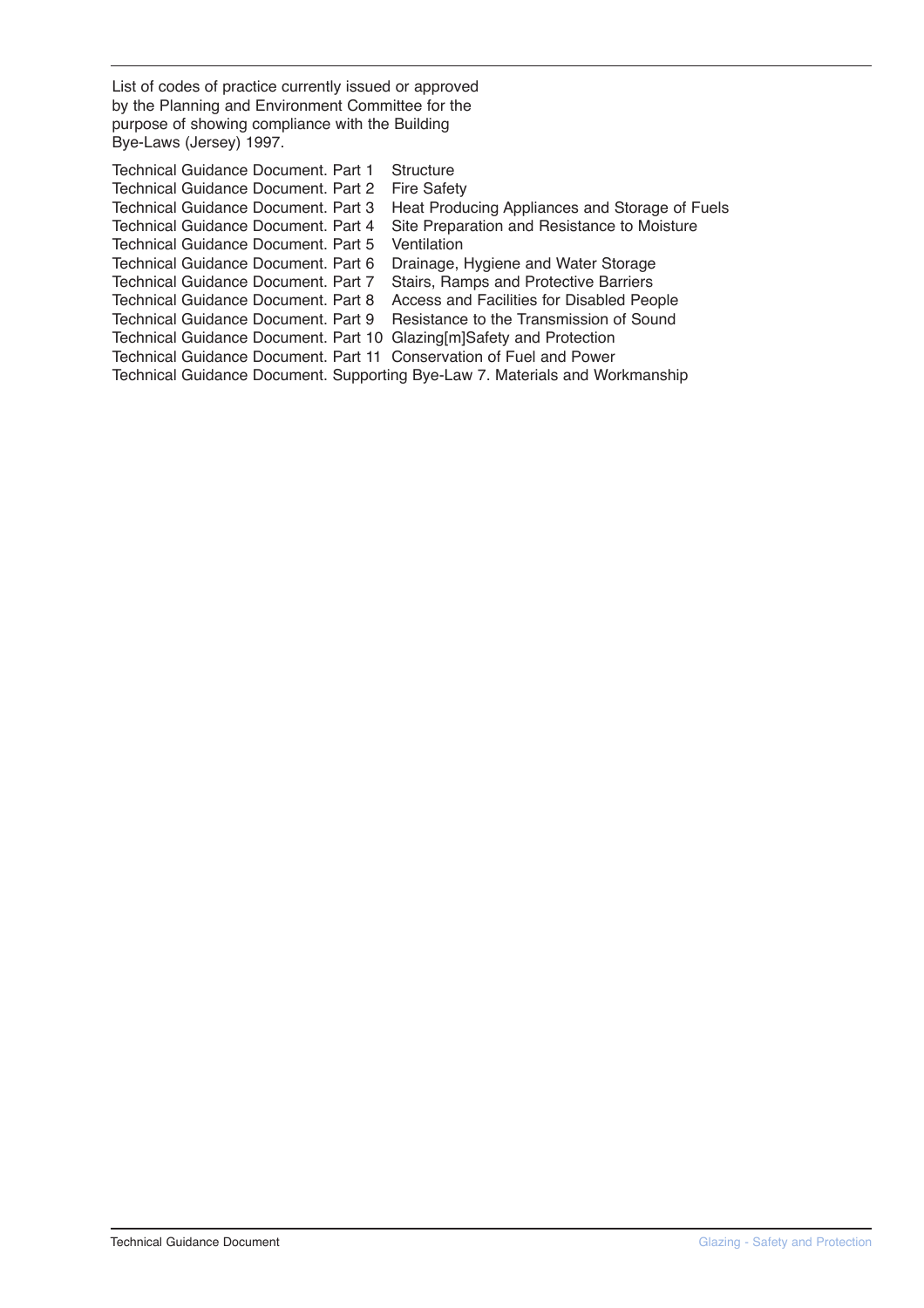List of codes of practice currently issued or approved by the Planning and Environment Committee for the purpose of showing compliance with the Building Bye-Laws (Jersey) 1997.

| | |
|---|---|
| Technical Guidance Document. Part 1 | Structure |
| Technical Guidance Document. Part 2 | Fire Safety |
| Technical Guidance Document. Part 3 | Heat Producing Appliances and Storage of Fuels |
| Technical Guidance Document. Part 4 | Site Preparation and Resistance to Moisture |
| Technical Guidance Document. Part 5 | Ventilation |
| Technical Guidance Document. Part 6 | Drainage, Hygiene and Water Storage |
| Technical Guidance Document. Part 7 | Stairs, Ramps and Protective Barriers |
| Technical Guidance Document. Part 8 | Access and Facilities for Disabled People |
| Technical Guidance Document. Part 9 | Resistance to the Transmission of Sound |
| Technical Guidance Document. Part 10 | Glazing[m]Safety and Protection |
| Technical Guidance Document. Part 11 | Conservation of Fuel and Power |
| Technical Guidance Document. Supporting Bye-Law 7. | Materials and Workmanship |